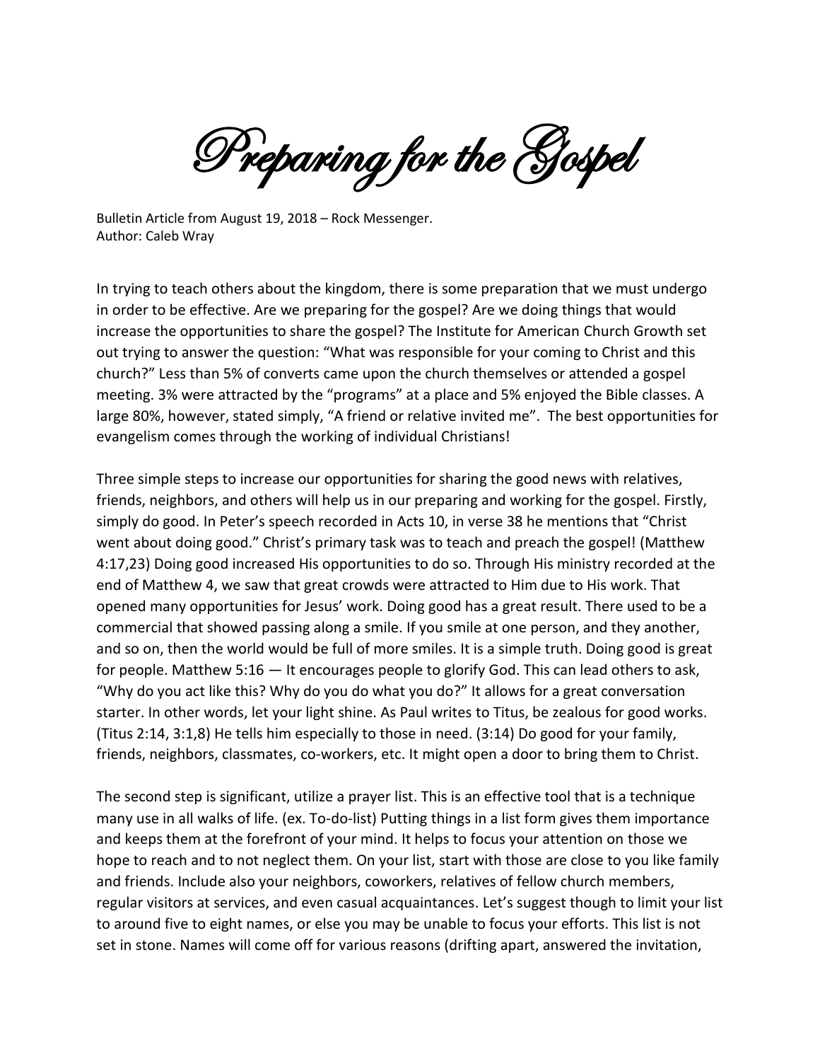# Preparing for the Gospel

Bulletin Article from August 19, 2018 – Rock Messenger.
Author: Caleb Wray

In trying to teach others about the kingdom, there is some preparation that we must undergo in order to be effective. Are we preparing for the gospel? Are we doing things that would increase the opportunities to share the gospel? The Institute for American Church Growth set out trying to answer the question: "What was responsible for your coming to Christ and this church?" Less than 5% of converts came upon the church themselves or attended a gospel meeting. 3% were attracted by the "programs" at a place and 5% enjoyed the Bible classes. A large 80%, however, stated simply, "A friend or relative invited me". The best opportunities for evangelism comes through the working of individual Christians!

Three simple steps to increase our opportunities for sharing the good news with relatives, friends, neighbors, and others will help us in our preparing and working for the gospel. Firstly, simply do good. In Peter's speech recorded in Acts 10, in verse 38 he mentions that "Christ went about doing good." Christ's primary task was to teach and preach the gospel! (Matthew 4:17,23) Doing good increased His opportunities to do so. Through His ministry recorded at the end of Matthew 4, we saw that great crowds were attracted to Him due to His work. That opened many opportunities for Jesus' work. Doing good has a great result. There used to be a commercial that showed passing along a smile. If you smile at one person, and they another, and so on, then the world would be full of more smiles. It is a simple truth. Doing good is great for people. Matthew 5:16 — It encourages people to glorify God. This can lead others to ask, "Why do you act like this? Why do you do what you do?" It allows for a great conversation starter. In other words, let your light shine. As Paul writes to Titus, be zealous for good works. (Titus 2:14, 3:1,8) He tells him especially to those in need. (3:14) Do good for your family, friends, neighbors, classmates, co-workers, etc. It might open a door to bring them to Christ.

The second step is significant, utilize a prayer list. This is an effective tool that is a technique many use in all walks of life. (ex. To-do-list) Putting things in a list form gives them importance and keeps them at the forefront of your mind. It helps to focus your attention on those we hope to reach and to not neglect them. On your list, start with those are close to you like family and friends. Include also your neighbors, coworkers, relatives of fellow church members, regular visitors at services, and even casual acquaintances. Let's suggest though to limit your list to around five to eight names, or else you may be unable to focus your efforts. This list is not set in stone. Names will come off for various reasons (drifting apart, answered the invitation,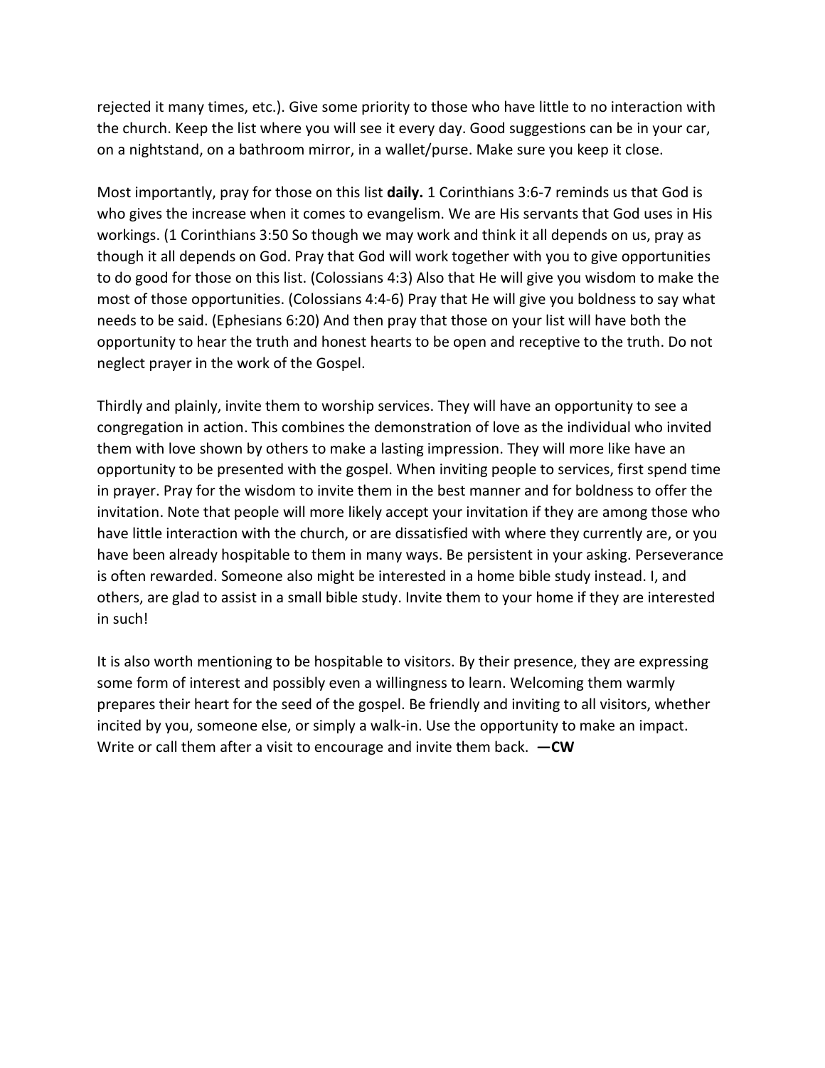rejected it many times, etc.). Give some priority to those who have little to no interaction with the church. Keep the list where you will see it every day. Good suggestions can be in your car, on a nightstand, on a bathroom mirror, in a wallet/purse. Make sure you keep it close.

Most importantly, pray for those on this list **daily.** 1 Corinthians 3:6-7 reminds us that God is who gives the increase when it comes to evangelism. We are His servants that God uses in His workings. (1 Corinthians 3:50 So though we may work and think it all depends on us, pray as though it all depends on God. Pray that God will work together with you to give opportunities to do good for those on this list. (Colossians 4:3) Also that He will give you wisdom to make the most of those opportunities. (Colossians 4:4-6) Pray that He will give you boldness to say what needs to be said. (Ephesians 6:20) And then pray that those on your list will have both the opportunity to hear the truth and honest hearts to be open and receptive to the truth. Do not neglect prayer in the work of the Gospel.

Thirdly and plainly, invite them to worship services. They will have an opportunity to see a congregation in action. This combines the demonstration of love as the individual who invited them with love shown by others to make a lasting impression. They will more like have an opportunity to be presented with the gospel. When inviting people to services, first spend time in prayer. Pray for the wisdom to invite them in the best manner and for boldness to offer the invitation. Note that people will more likely accept your invitation if they are among those who have little interaction with the church, or are dissatisfied with where they currently are, or you have been already hospitable to them in many ways. Be persistent in your asking. Perseverance is often rewarded. Someone also might be interested in a home bible study instead. I, and others, are glad to assist in a small bible study. Invite them to your home if they are interested in such!

It is also worth mentioning to be hospitable to visitors. By their presence, they are expressing some form of interest and possibly even a willingness to learn. Welcoming them warmly prepares their heart for the seed of the gospel. Be friendly and inviting to all visitors, whether incited by you, someone else, or simply a walk-in. Use the opportunity to make an impact. Write or call them after a visit to encourage and invite them back. **—CW**